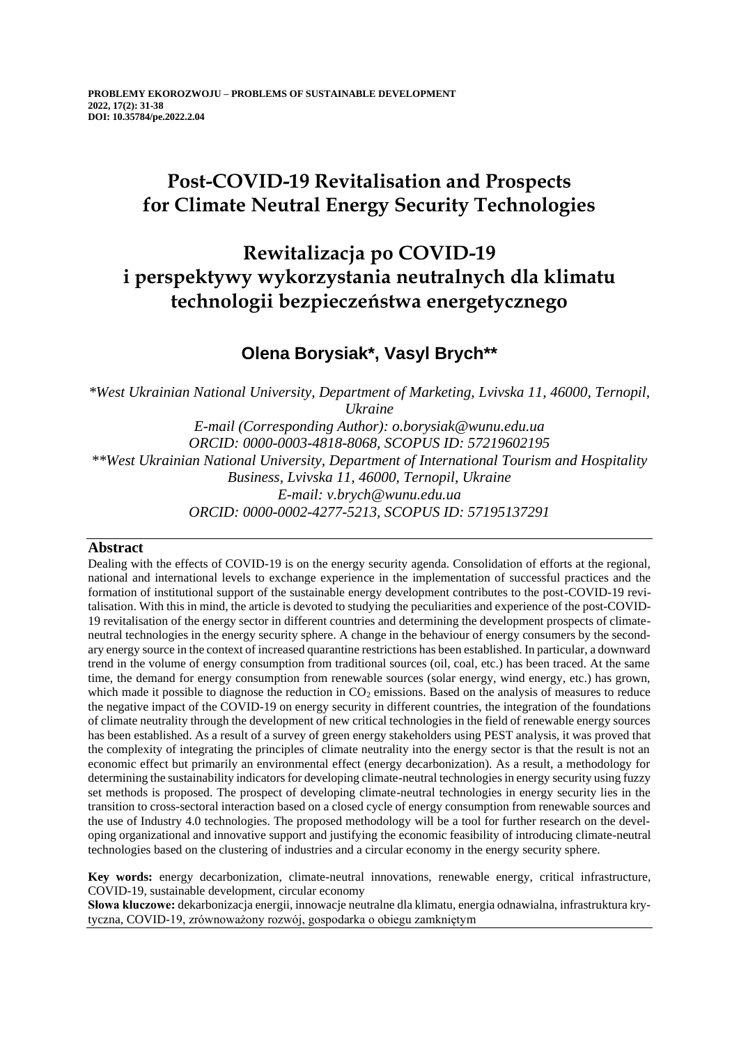**PROBLEMY EKOROZWOJU – PROBLEMS OF SUSTAINABLE DEVELOPMENT**
**2022, 17(2): 31-38**
**DOI: 10.35784/pe.2022.2.04**

# Post-COVID-19 Revitalisation and Prospects for Climate Neutral Energy Security Technologies

# Rewitalizacja po COVID-19 i perspektywy wykorzystania neutralnych dla klimatu technologii bezpieczeństwa energetycznego

## Olena Borysiak*, Vasyl Brych**

*\*West Ukrainian National University, Department of Marketing, Lvivska 11, 46000, Ternopil, Ukraine*
*E-mail (Corresponding Author): o.borysiak@wunu.edu.ua*
*ORCID: 0000-0003-4818-8068, SCOPUS ID: 57219602195*
*\*\*West Ukrainian National University, Department of International Tourism and Hospitality Business, Lvivska 11, 46000, Ternopil, Ukraine*
*E-mail: v.brych@wunu.edu.ua*
*ORCID: 0000-0002-4277-5213, SCOPUS ID: 57195137291*

## Abstract

Dealing with the effects of COVID-19 is on the energy security agenda. Consolidation of efforts at the regional, national and international levels to exchange experience in the implementation of successful practices and the formation of institutional support of the sustainable energy development contributes to the post-COVID-19 revitalisation. With this in mind, the article is devoted to studying the peculiarities and experience of the post-COVID-19 revitalisation of the energy sector in different countries and determining the development prospects of climate-neutral technologies in the energy security sphere. A change in the behaviour of energy consumers by the secondary energy source in the context of increased quarantine restrictions has been established. In particular, a downward trend in the volume of energy consumption from traditional sources (oil, coal, etc.) has been traced. At the same time, the demand for energy consumption from renewable sources (solar energy, wind energy, etc.) has grown, which made it possible to diagnose the reduction in $CO_2$ emissions. Based on the analysis of measures to reduce the negative impact of the COVID-19 on energy security in different countries, the integration of the foundations of climate neutrality through the development of new critical technologies in the field of renewable energy sources has been established. As a result of a survey of green energy stakeholders using PEST analysis, it was proved that the complexity of integrating the principles of climate neutrality into the energy sector is that the result is not an economic effect but primarily an environmental effect (energy decarbonization). As a result, a methodology for determining the sustainability indicators for developing climate-neutral technologies in energy security using fuzzy set methods is proposed. The prospect of developing climate-neutral technologies in energy security lies in the transition to cross-sectoral interaction based on a closed cycle of energy consumption from renewable sources and the use of Industry 4.0 technologies. The proposed methodology will be a tool for further research on the developing organizational and innovative support and justifying the economic feasibility of introducing climate-neutral technologies based on the clustering of industries and a circular economy in the energy security sphere.

**Key words:** energy decarbonization, climate-neutral innovations, renewable energy, critical infrastructure, COVID-19, sustainable development, circular economy

**Słowa kluczowe:** dekarbonizacja energii, innowacje neutralne dla klimatu, energia odnawialna, infrastruktura krytyczna, COVID-19, zrównoważony rozwój, gospodarka o obiegu zamkniętym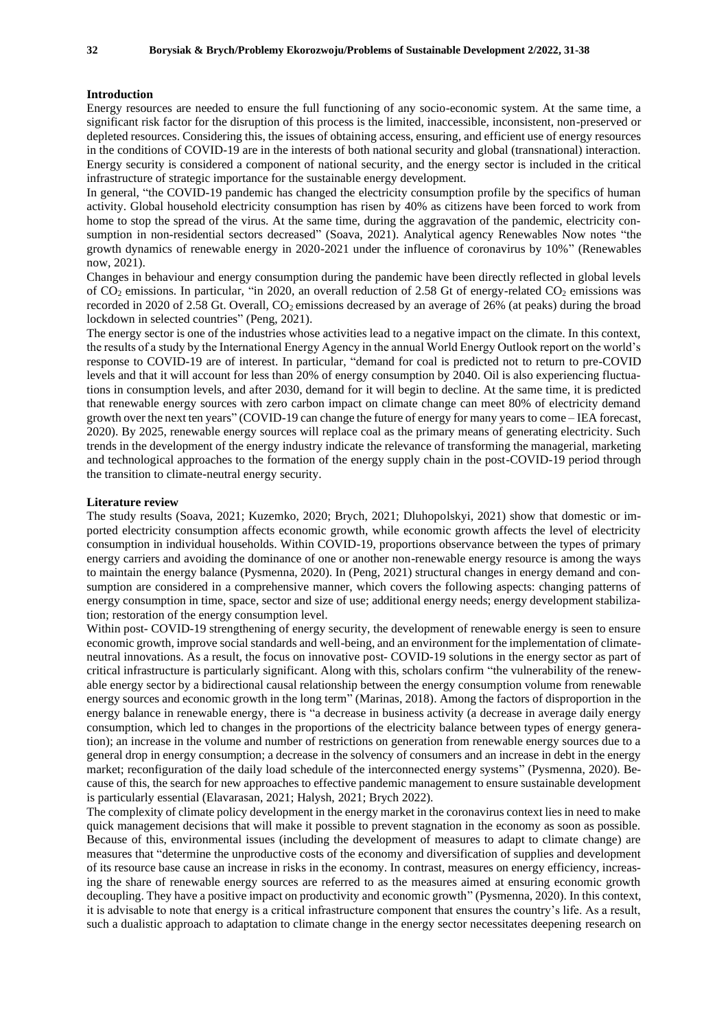## Introduction

Energy resources are needed to ensure the full functioning of any socio-economic system. At the same time, a significant risk factor for the disruption of this process is the limited, inaccessible, inconsistent, non-preserved or depleted resources. Considering this, the issues of obtaining access, ensuring, and efficient use of energy resources in the conditions of COVID-19 are in the interests of both national security and global (transnational) interaction. Energy security is considered a component of national security, and the energy sector is included in the critical infrastructure of strategic importance for the sustainable energy development.

In general, "the COVID-19 pandemic has changed the electricity consumption profile by the specifics of human activity. Global household electricity consumption has risen by 40% as citizens have been forced to work from home to stop the spread of the virus. At the same time, during the aggravation of the pandemic, electricity consumption in non-residential sectors decreased" (Soava, 2021). Analytical agency Renewables Now notes "the growth dynamics of renewable energy in 2020-2021 under the influence of coronavirus by 10%" (Renewables now, 2021).

Changes in behaviour and energy consumption during the pandemic have been directly reflected in global levels of $CO_2$ emissions. In particular, "in 2020, an overall reduction of 2.58 Gt of energy-related $CO_2$ emissions was recorded in 2020 of 2.58 Gt. Overall, $CO_2$ emissions decreased by an average of 26% (at peaks) during the broad lockdown in selected countries" (Peng, 2021).

The energy sector is one of the industries whose activities lead to a negative impact on the climate. In this context, the results of a study by the International Energy Agency in the annual World Energy Outlook report on the world's response to COVID-19 are of interest. In particular, "demand for coal is predicted not to return to pre-COVID levels and that it will account for less than 20% of energy consumption by 2040. Oil is also experiencing fluctuations in consumption levels, and after 2030, demand for it will begin to decline. At the same time, it is predicted that renewable energy sources with zero carbon impact on climate change can meet 80% of electricity demand growth over the next ten years" (COVID-19 can change the future of energy for many years to come – IEA forecast, 2020). By 2025, renewable energy sources will replace coal as the primary means of generating electricity. Such trends in the development of the energy industry indicate the relevance of transforming the managerial, marketing and technological approaches to the formation of the energy supply chain in the post-COVID-19 period through the transition to climate-neutral energy security.

## Literature review

The study results (Soava, 2021; Kuzemko, 2020; Brych, 2021; Dluhopolskyi, 2021) show that domestic or imported electricity consumption affects economic growth, while economic growth affects the level of electricity consumption in individual households. Within COVID-19, proportions observance between the types of primary energy carriers and avoiding the dominance of one or another non-renewable energy resource is among the ways to maintain the energy balance (Pysmenna, 2020). In (Peng, 2021) structural changes in energy demand and consumption are considered in a comprehensive manner, which covers the following aspects: changing patterns of energy consumption in time, space, sector and size of use; additional energy needs; energy development stabilization; restoration of the energy consumption level.

Within post- COVID-19 strengthening of energy security, the development of renewable energy is seen to ensure economic growth, improve social standards and well-being, and an environment for the implementation of climate-neutral innovations. As a result, the focus on innovative post- COVID-19 solutions in the energy sector as part of critical infrastructure is particularly significant. Along with this, scholars confirm "the vulnerability of the renewable energy sector by a bidirectional causal relationship between the energy consumption volume from renewable energy sources and economic growth in the long term" (Marinas, 2018). Among the factors of disproportion in the energy balance in renewable energy, there is "a decrease in business activity (a decrease in average daily energy consumption, which led to changes in the proportions of the electricity balance between types of energy generation); an increase in the volume and number of restrictions on generation from renewable energy sources due to a general drop in energy consumption; a decrease in the solvency of consumers and an increase in debt in the energy market; reconfiguration of the daily load schedule of the interconnected energy systems" (Pysmenna, 2020). Because of this, the search for new approaches to effective pandemic management to ensure sustainable development is particularly essential (Elavarasan, 2021; Halysh, 2021; Brych 2022).

The complexity of climate policy development in the energy market in the coronavirus context lies in need to make quick management decisions that will make it possible to prevent stagnation in the economy as soon as possible. Because of this, environmental issues (including the development of measures to adapt to climate change) are measures that "determine the unproductive costs of the economy and diversification of supplies and development of its resource base cause an increase in risks in the economy. In contrast, measures on energy efficiency, increasing the share of renewable energy sources are referred to as the measures aimed at ensuring economic growth decoupling. They have a positive impact on productivity and economic growth" (Pysmenna, 2020). In this context, it is advisable to note that energy is a critical infrastructure component that ensures the country's life. As a result, such a dualistic approach to adaptation to climate change in the energy sector necessitates deepening research on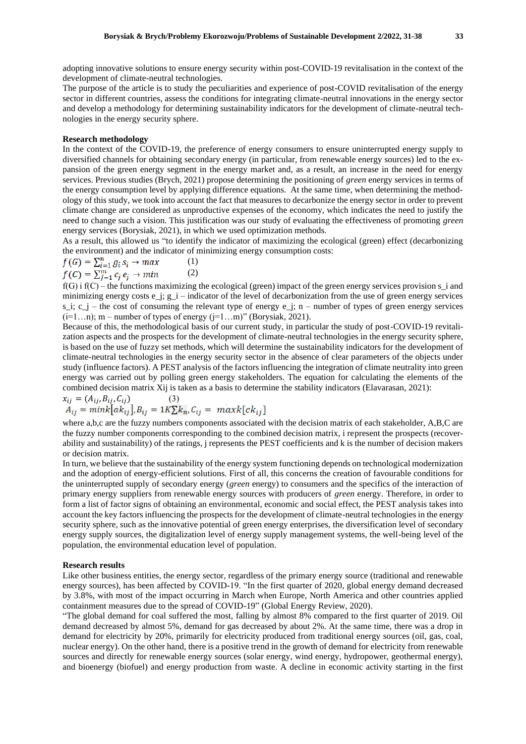adopting innovative solutions to ensure energy security within post-COVID-19 revitalisation in the context of the development of climate-neutral technologies.

The purpose of the article is to study the peculiarities and experience of post-COVID revitalisation of the energy sector in different countries, assess the conditions for integrating climate-neutral innovations in the energy sector and develop a methodology for determining sustainability indicators for the development of climate-neutral technologies in the energy security sphere.

**Research methodology**

In the context of the COVID-19, the preference of energy consumers to ensure uninterrupted energy supply to diversified channels for obtaining secondary energy (in particular, from renewable energy sources) led to the expansion of the green energy segment in the energy market and, as a result, an increase in the need for energy services. Previous studies (Brych, 2021) propose determining the positioning of *green* energy services in terms of the energy consumption level by applying difference equations. At the same time, when determining the methodology of this study, we took into account the fact that measures to decarbonize the energy sector in order to prevent climate change are considered as unproductive expenses of the economy, which indicates the need to justify the need to change such a vision. This justification was our study of evaluating the effectiveness of promoting *green* energy services (Borysiak, 2021), in which we used optimization methods.

As a result, this allowed us "to identify the indicator of maximizing the ecological (green) effect (decarbonizing the environment) and the indicator of minimizing energy consumption costs:

$$f(G) = \sum_{i=1}^{n} g_i s_i \rightarrow max \qquad (1)$$

$$f(C) = \sum_{j=1}^{m} c_j e_j \rightarrow min \qquad (2)$$

f(G) i f(C) – the functions maximizing the ecological (green) impact of the green energy services provision s_i and minimizing energy costs e_j; g_i – indicator of the level of decarbonization from the use of green energy services s_i; c_j – the cost of consuming the relevant type of energy e_j; n – number of types of green energy services (i=1…n); m – number of types of energy (j=1…m)" (Borysiak, 2021).

Because of this, the methodological basis of our current study, in particular the study of post-COVID-19 revitalization aspects and the prospects for the development of climate-neutral technologies in the energy security sphere, is based on the use of fuzzy set methods, which will determine the sustainability indicators for the development of climate-neutral technologies in the energy security sector in the absence of clear parameters of the objects under study (influence factors). A PEST analysis of the factors influencing the integration of climate neutrality into green energy was carried out by polling green energy stakeholders. The equation for calculating the elements of the combined decision matrix Xij is taken as a basis to determine the stability indicators (Elavarasan, 2021):

$$x_{ij} = (A_{ij}, B_{ij}, C_{ij}) \qquad (3)$$

$$A_{ij} = mink[ak_{ij}], B_{ij} = 1K\sum k_n, C_{ij} = maxk[ck_{ij}]$$

where a,b,c are the fuzzy numbers components associated with the decision matrix of each stakeholder, A,B,C are the fuzzy number components corresponding to the combined decision matrix, i represent the prospects (recoverability and sustainability) of the ratings, j represents the PEST coefficients and k is the number of decision makers or decision matrix.

In turn, we believe that the sustainability of the energy system functioning depends on technological modernization and the adoption of energy-efficient solutions. First of all, this concerns the creation of favourable conditions for the uninterrupted supply of secondary energy (*green* energy) to consumers and the specifics of the interaction of primary energy suppliers from renewable energy sources with producers of *green* energy. Therefore, in order to form a list of factor signs of obtaining an environmental, economic and social effect, the PEST analysis takes into account the key factors influencing the prospects for the development of climate-neutral technologies in the energy security sphere, such as the innovative potential of green energy enterprises, the diversification level of secondary energy supply sources, the digitalization level of energy supply management systems, the well-being level of the population, the environmental education level of population.

**Research results**

Like other business entities, the energy sector, regardless of the primary energy source (traditional and renewable energy sources), has been affected by COVID-19. "In the first quarter of 2020, global energy demand decreased by 3.8%, with most of the impact occurring in March when Europe, North America and other countries applied containment measures due to the spread of COVID-19" (Global Energy Review, 2020).

"The global demand for coal suffered the most, falling by almost 8% compared to the first quarter of 2019. Oil demand decreased by almost 5%, demand for gas decreased by about 2%. At the same time, there was a drop in demand for electricity by 20%, primarily for electricity produced from traditional energy sources (oil, gas, coal, nuclear energy). On the other hand, there is a positive trend in the growth of demand for electricity from renewable sources and directly for renewable energy sources (solar energy, wind energy, hydropower, geothermal energy), and bioenergy (biofuel) and energy production from waste. A decline in economic activity starting in the first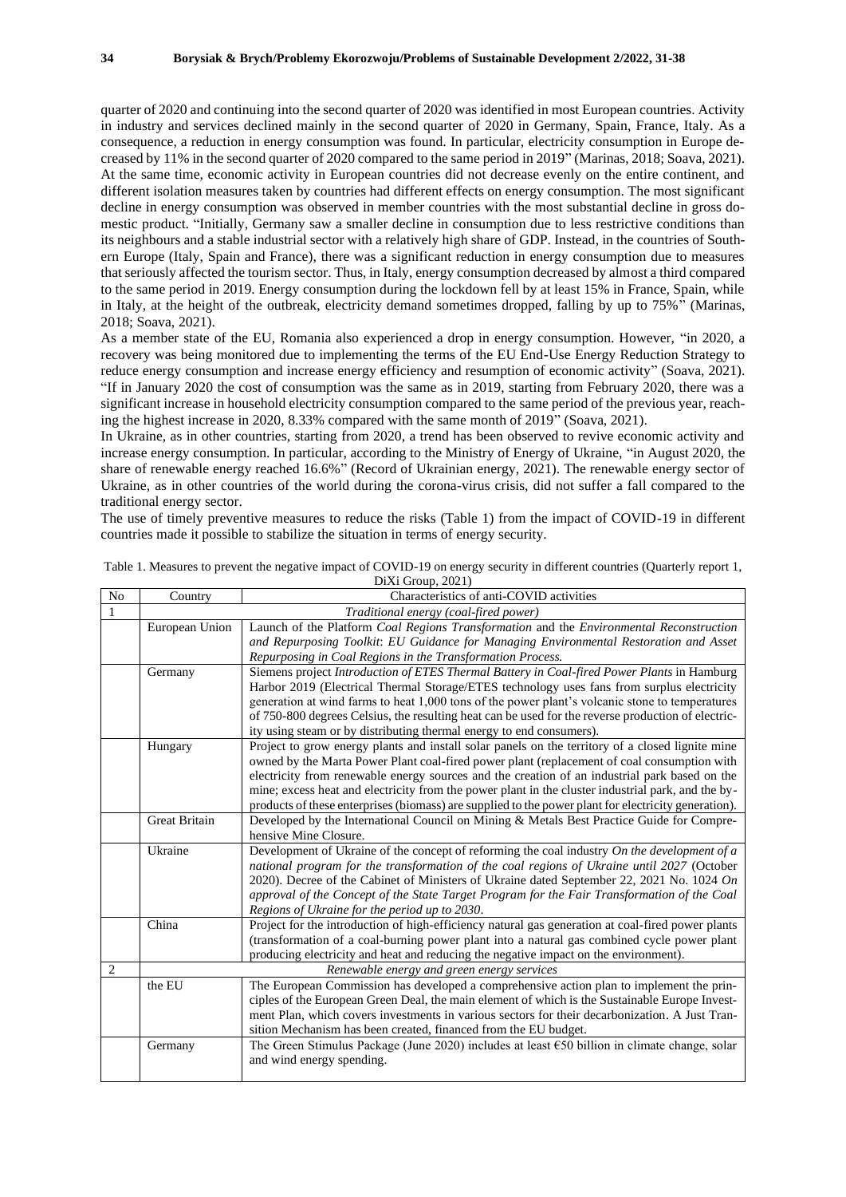quarter of 2020 and continuing into the second quarter of 2020 was identified in most European countries. Activity in industry and services declined mainly in the second quarter of 2020 in Germany, Spain, France, Italy. As a consequence, a reduction in energy consumption was found. In particular, electricity consumption in Europe decreased by 11% in the second quarter of 2020 compared to the same period in 2019" (Marinas, 2018; Soava, 2021). At the same time, economic activity in European countries did not decrease evenly on the entire continent, and different isolation measures taken by countries had different effects on energy consumption. The most significant decline in energy consumption was observed in member countries with the most substantial decline in gross domestic product. "Initially, Germany saw a smaller decline in consumption due to less restrictive conditions than its neighbours and a stable industrial sector with a relatively high share of GDP. Instead, in the countries of Southern Europe (Italy, Spain and France), there was a significant reduction in energy consumption due to measures that seriously affected the tourism sector. Thus, in Italy, energy consumption decreased by almost a third compared to the same period in 2019. Energy consumption during the lockdown fell by at least 15% in France, Spain, while in Italy, at the height of the outbreak, electricity demand sometimes dropped, falling by up to 75%" (Marinas, 2018; Soava, 2021).

As a member state of the EU, Romania also experienced a drop in energy consumption. However, "in 2020, a recovery was being monitored due to implementing the terms of the EU End-Use Energy Reduction Strategy to reduce energy consumption and increase energy efficiency and resumption of economic activity" (Soava, 2021). "If in January 2020 the cost of consumption was the same as in 2019, starting from February 2020, there was a significant increase in household electricity consumption compared to the same period of the previous year, reaching the highest increase in 2020, 8.33% compared with the same month of 2019" (Soava, 2021).

In Ukraine, as in other countries, starting from 2020, a trend has been observed to revive economic activity and increase energy consumption. In particular, according to the Ministry of Energy of Ukraine, "in August 2020, the share of renewable energy reached 16.6%" (Record of Ukrainian energy, 2021). The renewable energy sector of Ukraine, as in other countries of the world during the corona-virus crisis, did not suffer a fall compared to the traditional energy sector.

The use of timely preventive measures to reduce the risks (Table 1) from the impact of COVID-19 in different countries made it possible to stabilize the situation in terms of energy security.

Table 1. Measures to prevent the negative impact of COVID-19 on energy security in different countries (Quarterly report 1, DiXi Group, 2021)

| No | Country | Characteristics of anti-COVID activities |
|---|---|---|
| 1 | | *Traditional energy (coal-fired power)* |
| | European Union | Launch of the Platform *Coal Regions Transformation* and the *Environmental Reconstruction and Repurposing Toolkit*: *EU Guidance for Managing Environmental Restoration and Asset Repurposing in Coal Regions in the Transformation Process.* |
| | Germany | Siemens project *Introduction of ETES Thermal Battery in Coal-fired Power Plants* in Hamburg Harbor 2019 (Electrical Thermal Storage/ETES technology uses fans from surplus electricity generation at wind farms to heat 1,000 tons of the power plant's volcanic stone to temperatures of 750-800 degrees Celsius, the resulting heat can be used for the reverse production of electricity using steam or by distributing thermal energy to end consumers). |
| | Hungary | Project to grow energy plants and install solar panels on the territory of a closed lignite mine owned by the Marta Power Plant coal-fired power plant (replacement of coal consumption with electricity from renewable energy sources and the creation of an industrial park based on the mine; excess heat and electricity from the power plant in the cluster industrial park, and the by-products of these enterprises (biomass) are supplied to the power plant for electricity generation). |
| | Great Britain | Developed by the International Council on Mining & Metals Best Practice Guide for Comprehensive Mine Closure. |
| | Ukraine | Development of Ukraine of the concept of reforming the coal industry *On the development of a national program for the transformation of the coal regions of Ukraine until 2027* (October 2020). Decree of the Cabinet of Ministers of Ukraine dated September 22, 2021 No. 1024 *On approval of the Concept of the State Target Program for the Fair Transformation of the Coal Regions of Ukraine for the period up to 2030*. |
| | China | Project for the introduction of high-efficiency natural gas generation at coal-fired power plants (transformation of a coal-burning power plant into a natural gas combined cycle power plant producing electricity and heat and reducing the negative impact on the environment). |
| 2 | | *Renewable energy and green energy services* |
| | the EU | The European Commission has developed a comprehensive action plan to implement the principles of the European Green Deal, the main element of which is the Sustainable Europe Investment Plan, which covers investments in various sectors for their decarbonization. A Just Transition Mechanism has been created, financed from the EU budget. |
| | Germany | The Green Stimulus Package (June 2020) includes at least €50 billion in climate change, solar and wind energy spending. |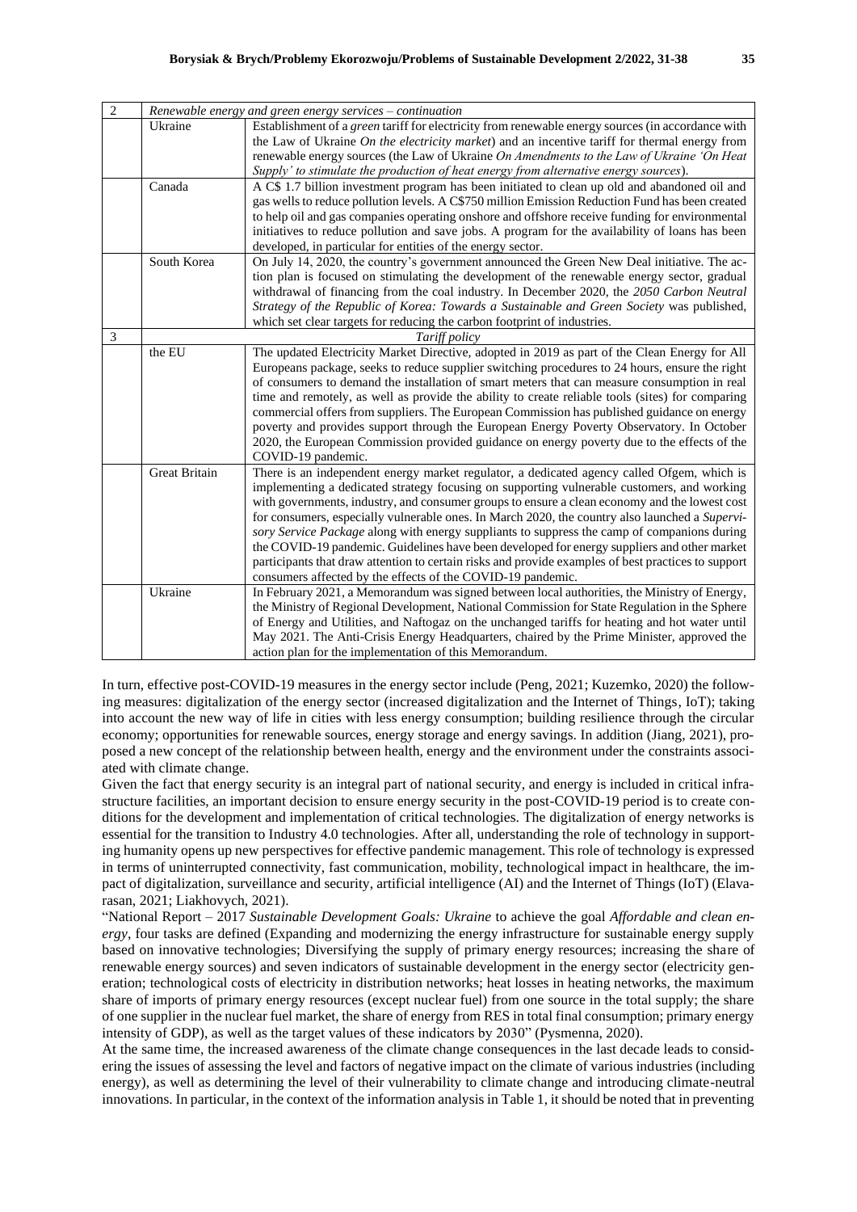| 2 | *Renewable energy and green energy services – continuation* | |
|---|---|---|
| | Ukraine | Establishment of a *green* tariff for electricity from renewable energy sources (in accordance with the Law of Ukraine *On the electricity market*) and an incentive tariff for thermal energy from renewable energy sources (the Law of Ukraine *On Amendments to the Law of Ukraine 'On Heat Supply' to stimulate the production of heat energy from alternative energy sources*). |
| | Canada | A C$ 1.7 billion investment program has been initiated to clean up old and abandoned oil and gas wells to reduce pollution levels. A C$750 million Emission Reduction Fund has been created to help oil and gas companies operating onshore and offshore receive funding for environmental initiatives to reduce pollution and save jobs. A program for the availability of loans has been developed, in particular for entities of the energy sector. |
| | South Korea | On July 14, 2020, the country's government announced the Green New Deal initiative. The action plan is focused on stimulating the development of the renewable energy sector, gradual withdrawal of financing from the coal industry. In December 2020, the *2050 Carbon Neutral Strategy of the Republic of Korea: Towards a Sustainable and Green Society* was published, which set clear targets for reducing the carbon footprint of industries. |
| 3 | *Tariff policy* | |
| | the EU | The updated Electricity Market Directive, adopted in 2019 as part of the Clean Energy for All Europeans package, seeks to reduce supplier switching procedures to 24 hours, ensure the right of consumers to demand the installation of smart meters that can measure consumption in real time and remotely, as well as provide the ability to create reliable tools (sites) for comparing commercial offers from suppliers. The European Commission has published guidance on energy poverty and provides support through the European Energy Poverty Observatory. In October 2020, the European Commission provided guidance on energy poverty due to the effects of the COVID-19 pandemic. |
| | Great Britain | There is an independent energy market regulator, a dedicated agency called Ofgem, which is implementing a dedicated strategy focusing on supporting vulnerable customers, and working with governments, industry, and consumer groups to ensure a clean economy and the lowest cost for consumers, especially vulnerable ones. In March 2020, the country also launched a *Supervisory Service Package* along with energy suppliants to suppress the camp of companions during the COVID-19 pandemic. Guidelines have been developed for energy suppliers and other market participants that draw attention to certain risks and provide examples of best practices to support consumers affected by the effects of the COVID-19 pandemic. |
| | Ukraine | In February 2021, a Memorandum was signed between local authorities, the Ministry of Energy, the Ministry of Regional Development, National Commission for State Regulation in the Sphere of Energy and Utilities, and Naftogaz on the unchanged tariffs for heating and hot water until May 2021. The Anti-Crisis Energy Headquarters, chaired by the Prime Minister, approved the action plan for the implementation of this Memorandum. |

In turn, effective post-COVID-19 measures in the energy sector include (Peng, 2021; Kuzemko, 2020) the following measures: digitalization of the energy sector (increased digitalization and the Internet of Things, IoT); taking into account the new way of life in cities with less energy consumption; building resilience through the circular economy; opportunities for renewable sources, energy storage and energy savings. In addition (Jiang, 2021), proposed a new concept of the relationship between health, energy and the environment under the constraints associated with climate change.

Given the fact that energy security is an integral part of national security, and energy is included in critical infrastructure facilities, an important decision to ensure energy security in the post-COVID-19 period is to create conditions for the development and implementation of critical technologies. The digitalization of energy networks is essential for the transition to Industry 4.0 technologies. After all, understanding the role of technology in supporting humanity opens up new perspectives for effective pandemic management. This role of technology is expressed in terms of uninterrupted connectivity, fast communication, mobility, technological impact in healthcare, the impact of digitalization, surveillance and security, artificial intelligence (AI) and the Internet of Things (IoT) (Elavarasan, 2021; Liakhovych, 2021).

"National Report – 2017 *Sustainable Development Goals: Ukraine* to achieve the goal *Affordable and clean energy*, four tasks are defined (Expanding and modernizing the energy infrastructure for sustainable energy supply based on innovative technologies; Diversifying the supply of primary energy resources; increasing the share of renewable energy sources) and seven indicators of sustainable development in the energy sector (electricity generation; technological costs of electricity in distribution networks; heat losses in heating networks, the maximum share of imports of primary energy resources (except nuclear fuel) from one source in the total supply; the share of one supplier in the nuclear fuel market, the share of energy from RES in total final consumption; primary energy intensity of GDP), as well as the target values of these indicators by 2030" (Pysmenna, 2020).

At the same time, the increased awareness of the climate change consequences in the last decade leads to considering the issues of assessing the level and factors of negative impact on the climate of various industries (including energy), as well as determining the level of their vulnerability to climate change and introducing climate-neutral innovations. In particular, in the context of the information analysis in Table 1, it should be noted that in preventing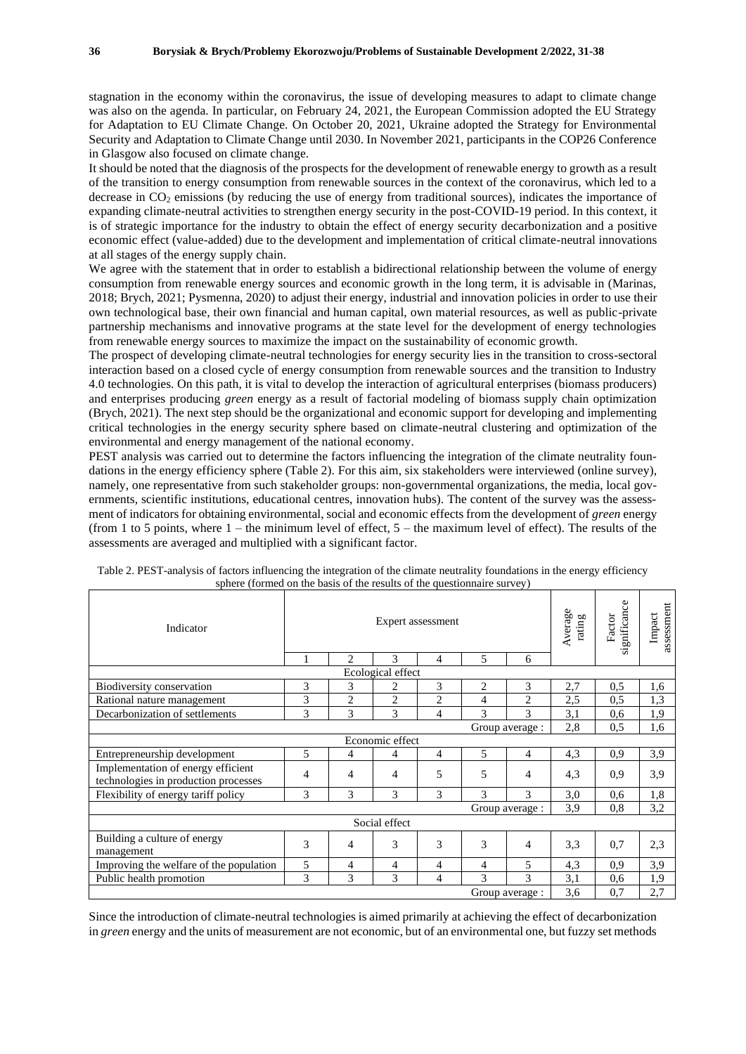stagnation in the economy within the coronavirus, the issue of developing measures to adapt to climate change was also on the agenda. In particular, on February 24, 2021, the European Commission adopted the EU Strategy for Adaptation to EU Climate Change. On October 20, 2021, Ukraine adopted the Strategy for Environmental Security and Adaptation to Climate Change until 2030. In November 2021, participants in the COP26 Conference in Glasgow also focused on climate change.

It should be noted that the diagnosis of the prospects for the development of renewable energy to growth as a result of the transition to energy consumption from renewable sources in the context of the coronavirus, which led to a decrease in $CO_2$ emissions (by reducing the use of energy from traditional sources), indicates the importance of expanding climate-neutral activities to strengthen energy security in the post-COVID-19 period. In this context, it is of strategic importance for the industry to obtain the effect of energy security decarbonization and a positive economic effect (value-added) due to the development and implementation of critical climate-neutral innovations at all stages of the energy supply chain.

We agree with the statement that in order to establish a bidirectional relationship between the volume of energy consumption from renewable energy sources and economic growth in the long term, it is advisable in (Marinas, 2018; Brych, 2021; Pysmenna, 2020) to adjust their energy, industrial and innovation policies in order to use their own technological base, their own financial and human capital, own material resources, as well as public-private partnership mechanisms and innovative programs at the state level for the development of energy technologies from renewable energy sources to maximize the impact on the sustainability of economic growth.

The prospect of developing climate-neutral technologies for energy security lies in the transition to cross-sectoral interaction based on a closed cycle of energy consumption from renewable sources and the transition to Industry 4.0 technologies. On this path, it is vital to develop the interaction of agricultural enterprises (biomass producers) and enterprises producing *green* energy as a result of factorial modeling of biomass supply chain optimization (Brych, 2021). The next step should be the organizational and economic support for developing and implementing critical technologies in the energy security sphere based on climate-neutral clustering and optimization of the environmental and energy management of the national economy.

PEST analysis was carried out to determine the factors influencing the integration of the climate neutrality foundations in the energy efficiency sphere (Table 2). For this aim, six stakeholders were interviewed (online survey), namely, one representative from such stakeholder groups: non-governmental organizations, the media, local governments, scientific institutions, educational centres, innovation hubs). The content of the survey was the assessment of indicators for obtaining environmental, social and economic effects from the development of *green* energy (from 1 to 5 points, where 1 – the minimum level of effect, 5 – the maximum level of effect). The results of the assessments are averaged and multiplied with a significant factor.

Table 2. PEST-analysis of factors influencing the integration of the climate neutrality foundations in the energy efficiency sphere (formed on the basis of the results of the questionnaire survey)

| Indicator | Expert assessment | | | | | | Average rating | Factor significance | Impact assessment |
|---|---|---|---|---|---|---|---|---|---|
| | 1 | 2 | 3 | 4 | 5 | 6 | | | |
| **Ecological effect** | | | | | | | | | |
| Biodiversity conservation | 3 | 3 | 2 | 3 | 2 | 3 | 2,7 | 0,5 | 1,6 |
| Rational nature management | 3 | 2 | 2 | 2 | 4 | 2 | 2,5 | 0,5 | 1,3 |
| Decarbonization of settlements | 3 | 3 | 3 | 4 | 3 | 3 | 3,1 | 0,6 | 1,9 |
| Group average : | | | | | | | 2,8 | 0,5 | 1,6 |
| **Economic effect** | | | | | | | | | |
| Entrepreneurship development | 5 | 4 | 4 | 4 | 5 | 4 | 4,3 | 0,9 | 3,9 |
| Implementation of energy efficient technologies in production processes | 4 | 4 | 4 | 5 | 5 | 4 | 4,3 | 0,9 | 3,9 |
| Flexibility of energy tariff policy | 3 | 3 | 3 | 3 | 3 | 3 | 3,0 | 0,6 | 1,8 |
| Group average : | | | | | | | 3,9 | 0,8 | 3,2 |
| **Social effect** | | | | | | | | | |
| Building a culture of energy management | 3 | 4 | 3 | 3 | 3 | 4 | 3,3 | 0,7 | 2,3 |
| Improving the welfare of the population | 5 | 4 | 4 | 4 | 4 | 5 | 4,3 | 0,9 | 3,9 |
| Public health promotion | 3 | 3 | 3 | 4 | 3 | 3 | 3,1 | 0,6 | 1,9 |
| Group average : | | | | | | | 3,6 | 0,7 | 2,7 |

Since the introduction of climate-neutral technologies is aimed primarily at achieving the effect of decarbonization in *green* energy and the units of measurement are not economic, but of an environmental one, but fuzzy set methods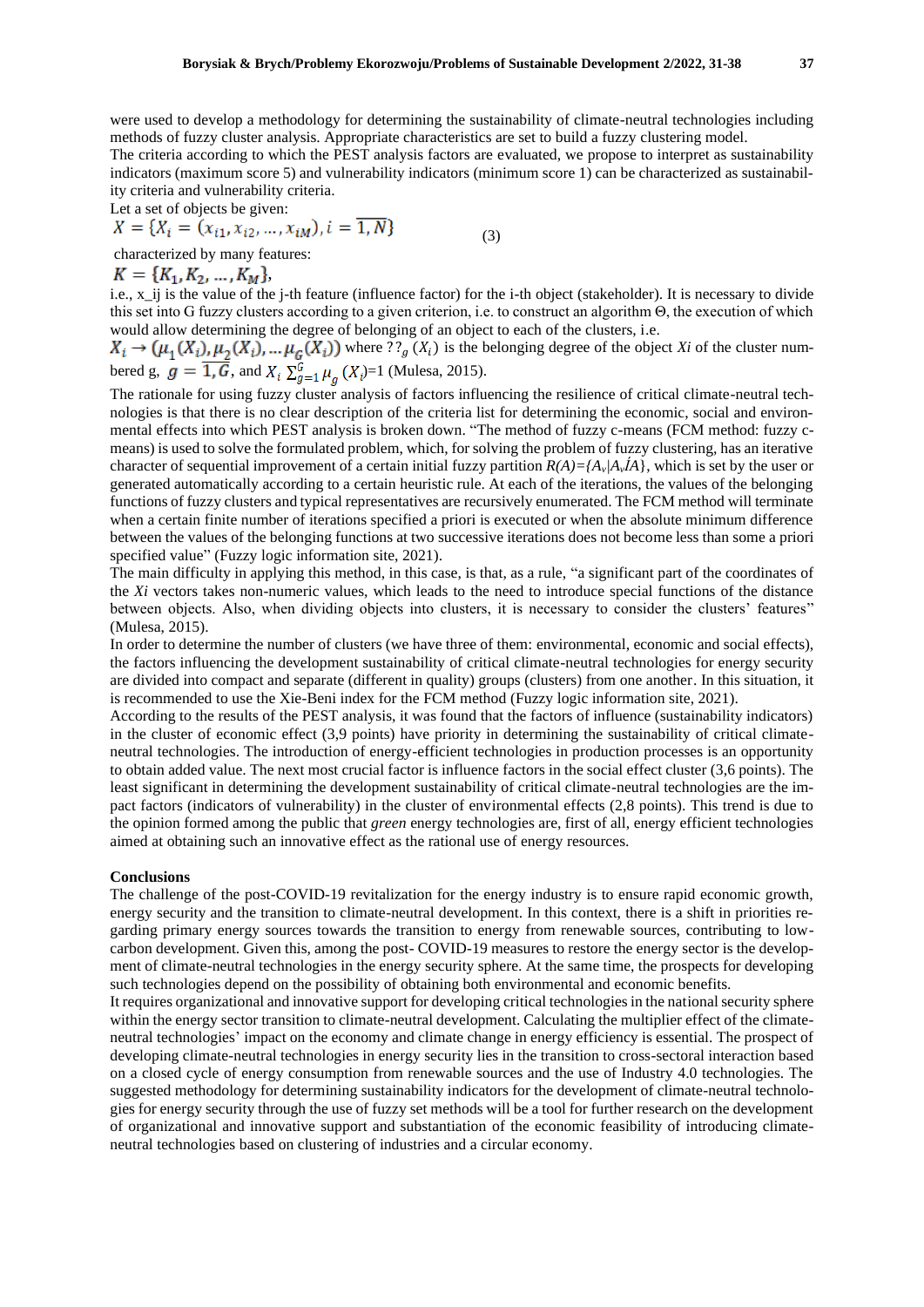were used to develop a methodology for determining the sustainability of climate-neutral technologies including methods of fuzzy cluster analysis. Appropriate characteristics are set to build a fuzzy clustering model.

The criteria according to which the PEST analysis factors are evaluated, we propose to interpret as sustainability indicators (maximum score 5) and vulnerability indicators (minimum score 1) can be characterized as sustainability criteria and vulnerability criteria.

Let a set of objects be given:

$$X = \{X_i = (x_{i1}, x_{i2}, \ldots, x_{iM}), i = \overline{1, N}\} \tag{3}$$

characterized by many features:

$$K = \{K_1, K_2, \ldots, K_M\},$$

i.e., x_ij is the value of the j-th feature (influence factor) for the i-th object (stakeholder). It is necessary to divide this set into G fuzzy clusters according to a given criterion, i.e. to construct an algorithm Θ, the execution of which would allow determining the degree of belonging of an object to each of the clusters, i.e.

$X_i \rightarrow (\mu_1(X_i), \mu_2(X_i), \ldots \mu_G(X_i))$ where ??$_g$ $(X_i)$ is the belonging degree of the object *Xi* of the cluster numbered g, $g = \overline{1, G}$, and $X_i \sum_{g=1}^{G} \mu_g (X_i)$=1 (Mulesa, 2015).

The rationale for using fuzzy cluster analysis of factors influencing the resilience of critical climate-neutral technologies is that there is no clear description of the criteria list for determining the economic, social and environmental effects into which PEST analysis is broken down. "The method of fuzzy c-means (FCM method: fuzzy c-means) is used to solve the formulated problem, which, for solving the problem of fuzzy clustering, has an iterative character of sequential improvement of a certain initial fuzzy partition *R(A)={A$_v$|A$_v$ÍA}*, which is set by the user or generated automatically according to a certain heuristic rule. At each of the iterations, the values of the belonging functions of fuzzy clusters and typical representatives are recursively enumerated. The FCM method will terminate when a certain finite number of iterations specified a priori is executed or when the absolute minimum difference between the values of the belonging functions at two successive iterations does not become less than some a priori specified value" (Fuzzy logic information site, 2021).

The main difficulty in applying this method, in this case, is that, as a rule, "a significant part of the coordinates of the *Xi* vectors takes non-numeric values, which leads to the need to introduce special functions of the distance between objects. Also, when dividing objects into clusters, it is necessary to consider the clusters' features" (Mulesa, 2015).

In order to determine the number of clusters (we have three of them: environmental, economic and social effects), the factors influencing the development sustainability of critical climate-neutral technologies for energy security are divided into compact and separate (different in quality) groups (clusters) from one another. In this situation, it is recommended to use the Xie-Beni index for the FCM method (Fuzzy logic information site, 2021).

According to the results of the PEST analysis, it was found that the factors of influence (sustainability indicators) in the cluster of economic effect (3,9 points) have priority in determining the sustainability of critical climate-neutral technologies. The introduction of energy-efficient technologies in production processes is an opportunity to obtain added value. The next most crucial factor is influence factors in the social effect cluster (3,6 points). The least significant in determining the development sustainability of critical climate-neutral technologies are the impact factors (indicators of vulnerability) in the cluster of environmental effects (2,8 points). This trend is due to the opinion formed among the public that *green* energy technologies are, first of all, energy efficient technologies aimed at obtaining such an innovative effect as the rational use of energy resources.

## Conclusions

The challenge of the post-COVID-19 revitalization for the energy industry is to ensure rapid economic growth, energy security and the transition to climate-neutral development. In this context, there is a shift in priorities regarding primary energy sources towards the transition to energy from renewable sources, contributing to low-carbon development. Given this, among the post- COVID-19 measures to restore the energy sector is the development of climate-neutral technologies in the energy security sphere. At the same time, the prospects for developing such technologies depend on the possibility of obtaining both environmental and economic benefits.

It requires organizational and innovative support for developing critical technologies in the national security sphere within the energy sector transition to climate-neutral development. Calculating the multiplier effect of the climate-neutral technologies' impact on the economy and climate change in energy efficiency is essential. The prospect of developing climate-neutral technologies in energy security lies in the transition to cross-sectoral interaction based on a closed cycle of energy consumption from renewable sources and the use of Industry 4.0 technologies. The suggested methodology for determining sustainability indicators for the development of climate-neutral technologies for energy security through the use of fuzzy set methods will be a tool for further research on the development of organizational and innovative support and substantiation of the economic feasibility of introducing climate-neutral technologies based on clustering of industries and a circular economy.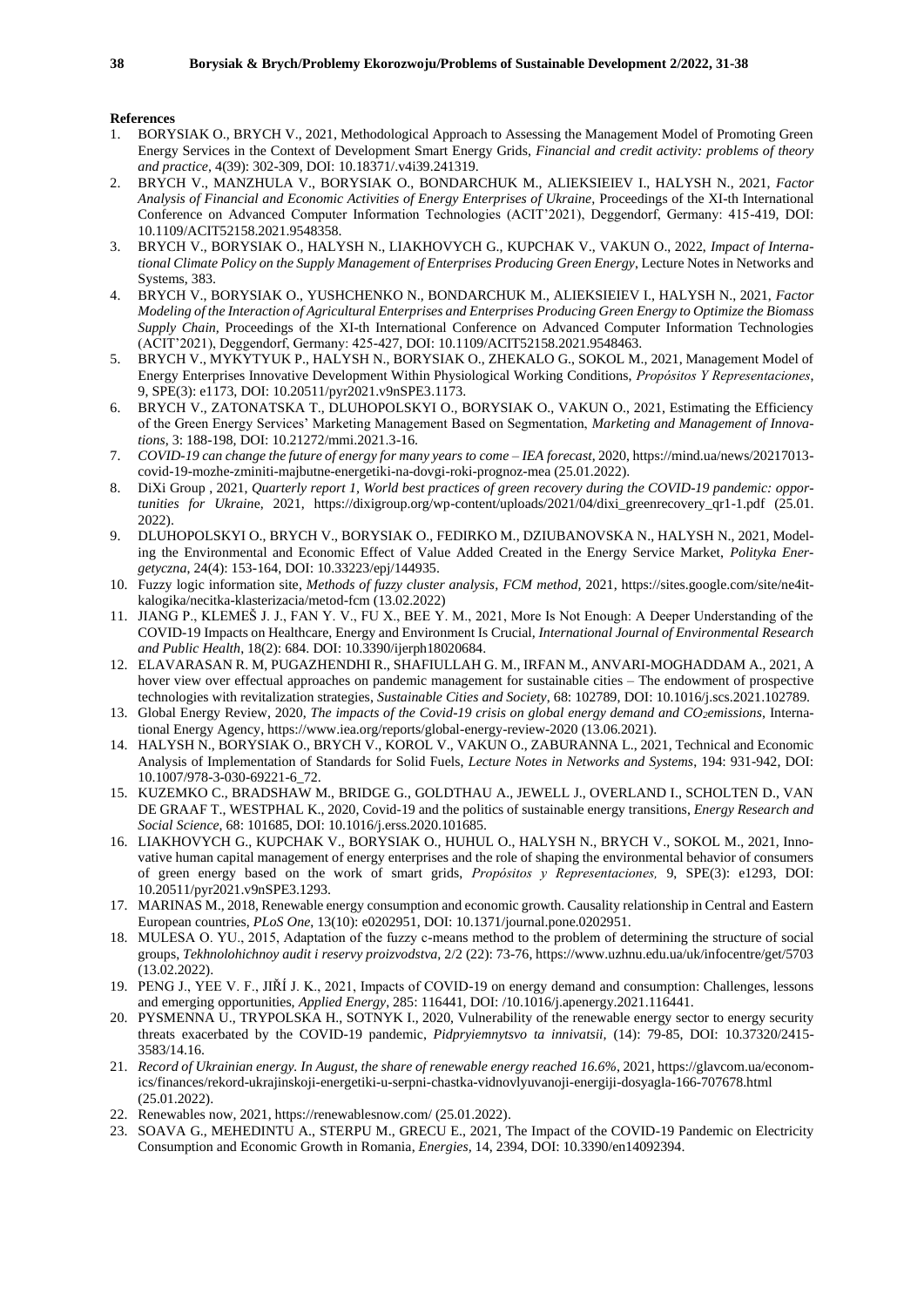**References**

1. BORYSIAK O., BRYCH V., 2021, Methodological Approach to Assessing the Management Model of Promoting Green Energy Services in the Context of Development Smart Energy Grids, *Financial and credit activity: problems of theory and practice*, 4(39): 302-309, DOI: 10.18371/.v4i39.241319.
2. BRYCH V., MANZHULA V., BORYSIAK O., BONDARCHUK M., ALIEKSIEIEV I., HALYSH N., 2021, *Factor Analysis of Financial and Economic Activities of Energy Enterprises of Ukraine*, Proceedings of the XI-th International Conference on Advanced Computer Information Technologies (ACIT'2021), Deggendorf, Germany: 415-419, DOI: 10.1109/ACIT52158.2021.9548358.
3. BRYCH V., BORYSIAK O., HALYSH N., LIAKHOVYCH G., KUPCHAK V., VAKUN O., 2022, *Impact of International Climate Policy on the Supply Management of Enterprises Producing Green Energy*, Lecture Notes in Networks and Systems, 383.
4. BRYCH V., BORYSIAK O., YUSHCHENKO N., BONDARCHUK M., ALIEKSIEIEV I., HALYSH N., 2021, *Factor Modeling of the Interaction of Agricultural Enterprises and Enterprises Producing Green Energy to Optimize the Biomass Supply Chain*, Proceedings of the XI-th International Conference on Advanced Computer Information Technologies (ACIT'2021), Deggendorf, Germany: 425-427, DOI: 10.1109/ACIT52158.2021.9548463.
5. BRYCH V., MYKYTYUK P., HALYSH N., BORYSIAK O., ZHEKALO G., SOKOL M., 2021, Management Model of Energy Enterprises Innovative Development Within Physiological Working Conditions, *Propósitos Y Representaciones*, 9, SPE(3): e1173, DOI: 10.20511/pyr2021.v9nSPE3.1173.
6. BRYCH V., ZATONATSKA T., DLUHOPOLSKYI O., BORYSIAK O., VAKUN O., 2021, Estimating the Efficiency of the Green Energy Services' Marketing Management Based on Segmentation, *Marketing and Management of Innovations*, 3: 188-198, DOI: 10.21272/mmi.2021.3-16.
7. *COVID-19 can change the future of energy for many years to come – IEA forecast*, 2020, https://mind.ua/news/20217013-covid-19-mozhe-zminiti-majbutne-energetiki-na-dovgi-roki-prognoz-mea (25.01.2022).
8. DiXi Group , 2021, *Quarterly report 1, World best practices of green recovery during the COVID-19 pandemic: opportunities for Ukraine*, 2021, https://dixigroup.org/wp-content/uploads/2021/04/dixi_greenrecovery_qr1-1.pdf (25.01. 2022).
9. DLUHOPOLSKYI O., BRYCH V., BORYSIAK O., FEDIRKO M., DZIUBANOVSKA N., HALYSH N., 2021, Modeling the Environmental and Economic Effect of Value Added Created in the Energy Service Market, *Polityka Energetyczna*, 24(4): 153-164, DOI: 10.33223/epj/144935.
10. Fuzzy logic information site, *Methods of fuzzy cluster analysis, FCM method*, 2021, https://sites.google.com/site/ne4itkalogika/necitka-klasterizacia/metod-fcm (13.02.2022)
11. JIANG P., KLEMEŠ J. J., FAN Y. V., FU X., BEE Y. M., 2021, More Is Not Enough: A Deeper Understanding of the COVID-19 Impacts on Healthcare, Energy and Environment Is Crucial, *International Journal of Environmental Research and Public Health*, 18(2): 684. DOI: 10.3390/ijerph18020684.
12. ELAVARASAN R. M, PUGAZHENDHI R., SHAFIULLAH G. M., IRFAN M., ANVARI-MOGHADDAM A., 2021, A hover view over effectual approaches on pandemic management for sustainable cities – The endowment of prospective technologies with revitalization strategies, *Sustainable Cities and Society*, 68: 102789, DOI: 10.1016/j.scs.2021.102789.
13. Global Energy Review, 2020, *The impacts of the Covid-19 crisis on global energy demand and $CO_2$emissions*, International Energy Agency, https://www.iea.org/reports/global-energy-review-2020 (13.06.2021).
14. HALYSH N., BORYSIAK O., BRYCH V., KOROL V., VAKUN O., ZABURANNA L., 2021, Technical and Economic Analysis of Implementation of Standards for Solid Fuels, *Lecture Notes in Networks and Systems*, 194: 931-942, DOI: 10.1007/978-3-030-69221-6_72.
15. KUZEMKO C., BRADSHAW M., BRIDGE G., GOLDTHAU A., JEWELL J., OVERLAND I., SCHOLTEN D., VAN DE GRAAF T., WESTPHAL K., 2020, Covid-19 and the politics of sustainable energy transitions, *Energy Research and Social Science*, 68: 101685, DOI: 10.1016/j.erss.2020.101685.
16. LIAKHOVYCH G., KUPCHAK V., BORYSIAK O., HUHUL O., HALYSH N., BRYCH V., SOKOL M., 2021, Innovative human capital management of energy enterprises and the role of shaping the environmental behavior of consumers of green energy based on the work of smart grids, *Propósitos y Representaciones,* 9, SPE(3): e1293, DOI: 10.20511/pyr2021.v9nSPE3.1293.
17. MARINAS M., 2018, Renewable energy consumption and economic growth. Causality relationship in Central and Eastern European countries, *PLoS One*, 13(10): e0202951, DOI: 10.1371/journal.pone.0202951.
18. MULESA O. YU., 2015, Adaptation of the fuzzy c-means method to the problem of determining the structure of social groups, *Tekhnolohichnoy audit i reservy proizvodstva*, 2/2 (22): 73-76, https://www.uzhnu.edu.ua/uk/infocentre/get/5703 (13.02.2022).
19. PENG J., YEE V. F., JIŘÍ J. K., 2021, Impacts of COVID-19 on energy demand and consumption: Challenges, lessons and emerging opportunities, *Applied Energy*, 285: 116441, DOI: /10.1016/j.apenergy.2021.116441.
20. PYSMENNA U., TRYPOLSKA H., SOTNYK I., 2020, Vulnerability of the renewable energy sector to energy security threats exacerbated by the COVID-19 pandemic, *Pidpryiemnytsvo ta innivatsii*, (14): 79-85, DOI: 10.37320/2415-3583/14.16.
21. *Record of Ukrainian energy. In August, the share of renewable energy reached 16.6%*, 2021, https://glavcom.ua/economics/finances/rekord-ukrajinskoji-energetiki-u-serpni-chastka-vidnovlyuvanoji-energiji-dosyagla-166-707678.html (25.01.2022).
22. Renewables now, 2021, https://renewablesnow.com/ (25.01.2022).
23. SOAVA G., MEHEDINTU A., STERPU M., GRECU E., 2021, The Impact of the COVID-19 Pandemic on Electricity Consumption and Economic Growth in Romania, *Energies*, 14, 2394, DOI: 10.3390/en14092394.